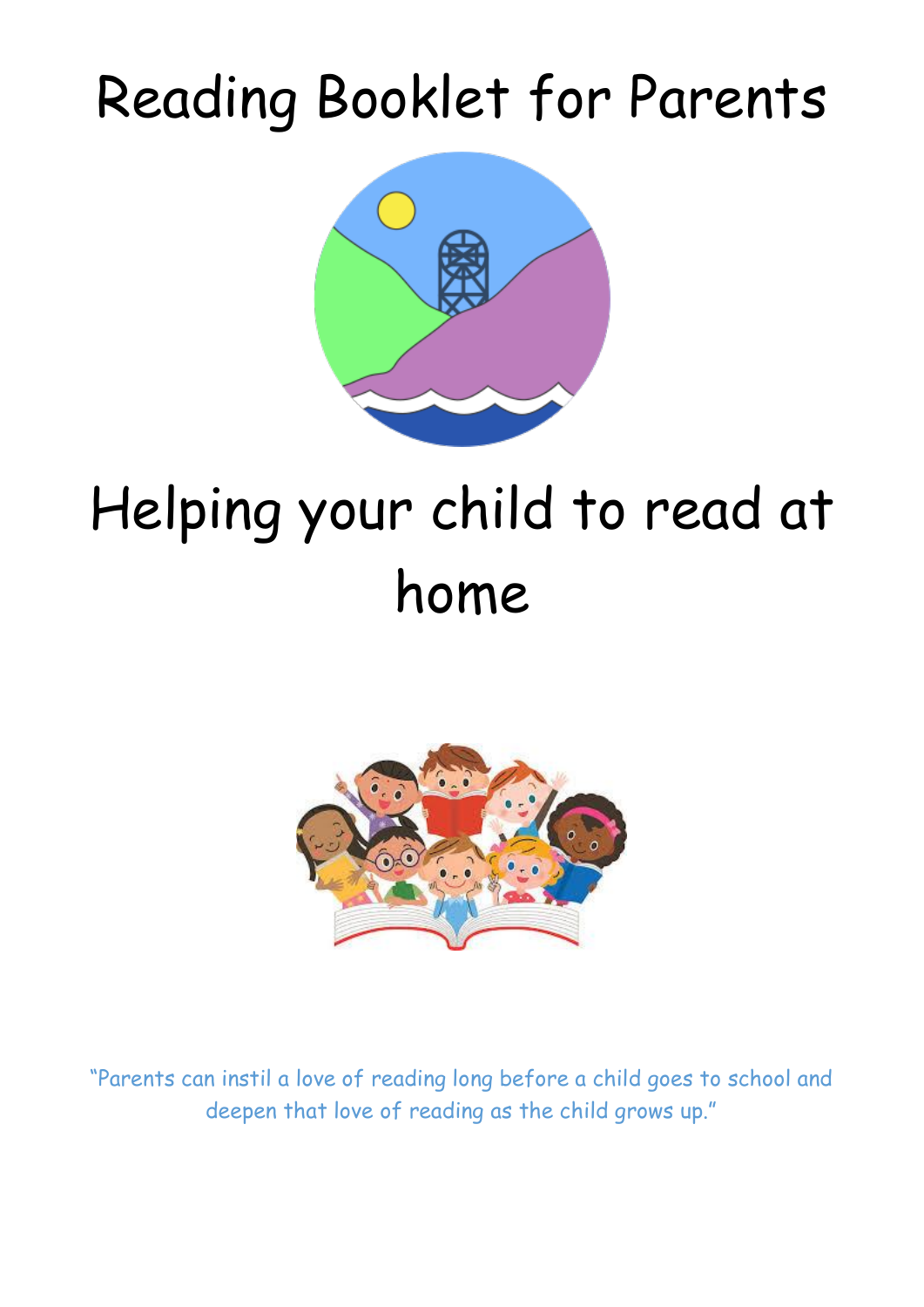# Reading Booklet for Parents

# Helping your child to read at home

"Parents can instil a love of reading long before a child goes to school and deepen that love of reading as the child grows up."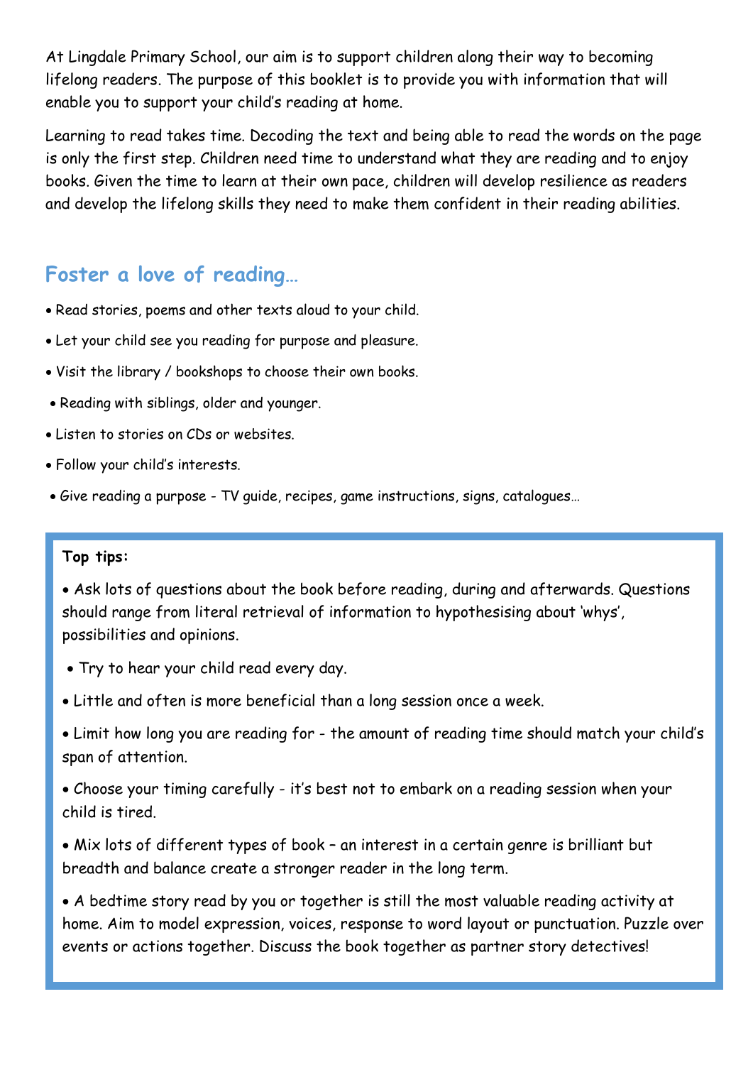At Lingdale Primary School, our aim is to support children along their way to becoming lifelong readers. The purpose of this booklet is to provide you with information that will enable you to support your child's reading at home.

Learning to read takes time. Decoding the text and being able to read the words on the page is only the first step. Children need time to understand what they are reading and to enjoy books. Given the time to learn at their own pace, children will develop resilience as readers and develop the lifelong skills they need to make them confident in their reading abilities.

## Foster a love of reading…

- Read stories, poems and other texts aloud to your child.
- Let your child see you reading for purpose and pleasure.
- Visit the library / bookshops to choose their own books.
- Reading with siblings, older and younger.
- Listen to stories on CDs or websites.
- Follow your child's interests.
- Give reading a purpose - TV guide, recipes, game instructions, signs, catalogues…

**Top tips:**

- Ask lots of questions about the book before reading, during and afterwards. Questions should range from literal retrieval of information to hypothesising about 'whys', possibilities and opinions.
- Try to hear your child read every day.
- Little and often is more beneficial than a long session once a week.
- Limit how long you are reading for - the amount of reading time should match your child's span of attention.
- Choose your timing carefully - it's best not to embark on a reading session when your child is tired.
- Mix lots of different types of book – an interest in a certain genre is brilliant but breadth and balance create a stronger reader in the long term.
- A bedtime story read by you or together is still the most valuable reading activity at home. Aim to model expression, voices, response to word layout or punctuation. Puzzle over events or actions together. Discuss the book together as partner story detectives!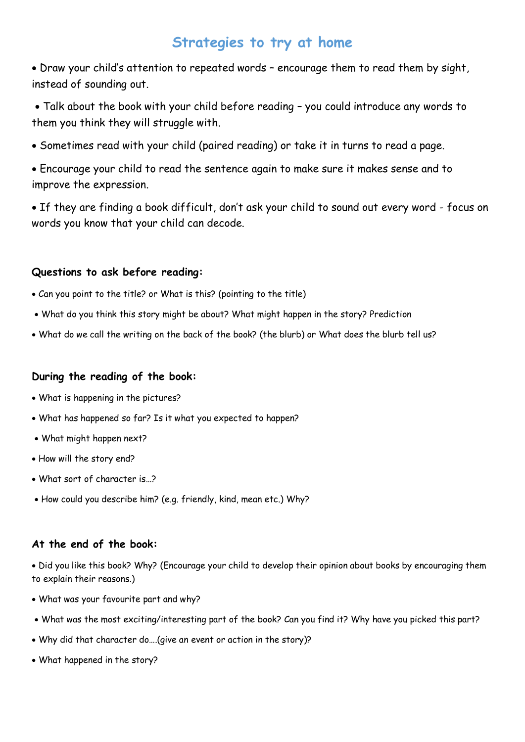# Strategies to try at home

- Draw your child's attention to repeated words – encourage them to read them by sight, instead of sounding out.
- Talk about the book with your child before reading – you could introduce any words to them you think they will struggle with.
- Sometimes read with your child (paired reading) or take it in turns to read a page.
- Encourage your child to read the sentence again to make sure it makes sense and to improve the expression.
- If they are finding a book difficult, don't ask your child to sound out every word - focus on words you know that your child can decode.

### Questions to ask before reading:

- Can you point to the title? or What is this? (pointing to the title)
- What do you think this story might be about? What might happen in the story? Prediction
- What do we call the writing on the back of the book? (the blurb) or What does the blurb tell us?

### During the reading of the book:

- What is happening in the pictures?
- What has happened so far? Is it what you expected to happen?
- What might happen next?
- How will the story end?
- What sort of character is…?
- How could you describe him? (e.g. friendly, kind, mean etc.) Why?

### At the end of the book:

- Did you like this book? Why? (Encourage your child to develop their opinion about books by encouraging them to explain their reasons.)
- What was your favourite part and why?
- What was the most exciting/interesting part of the book? Can you find it? Why have you picked this part?
- Why did that character do….(give an event or action in the story)?
- What happened in the story?